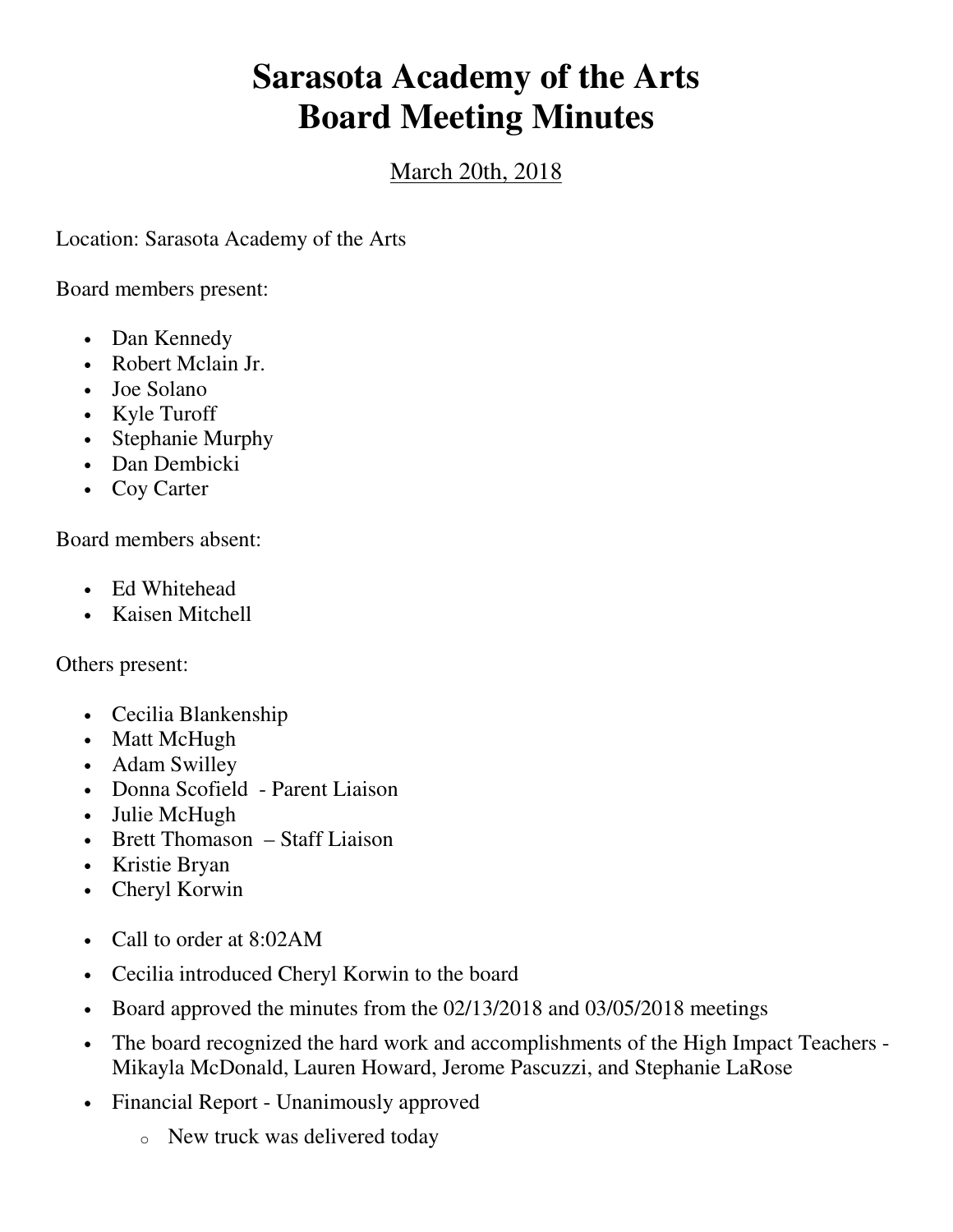# Sarasota Academy of the Arts
# Board Meeting Minutes

March 20th, 2018

Location: Sarasota Academy of the Arts

Board members present:

- Dan Kennedy
- Robert Mclain Jr.
- Joe Solano
- Kyle Turoff
- Stephanie Murphy
- Dan Dembicki
- Coy Carter

Board members absent:

- Ed Whitehead
- Kaisen Mitchell

Others present:

- Cecilia Blankenship
- Matt McHugh
- Adam Swilley
- Donna Scofield - Parent Liaison
- Julie McHugh
- Brett Thomason – Staff Liaison
- Kristie Bryan
- Cheryl Korwin

- Call to order at 8:02AM
- Cecilia introduced Cheryl Korwin to the board
- Board approved the minutes from the 02/13/2018 and 03/05/2018 meetings
- The board recognized the hard work and accomplishments of the High Impact Teachers - Mikayla McDonald, Lauren Howard, Jerome Pascuzzi, and Stephanie LaRose
- Financial Report - Unanimously approved
    - New truck was delivered today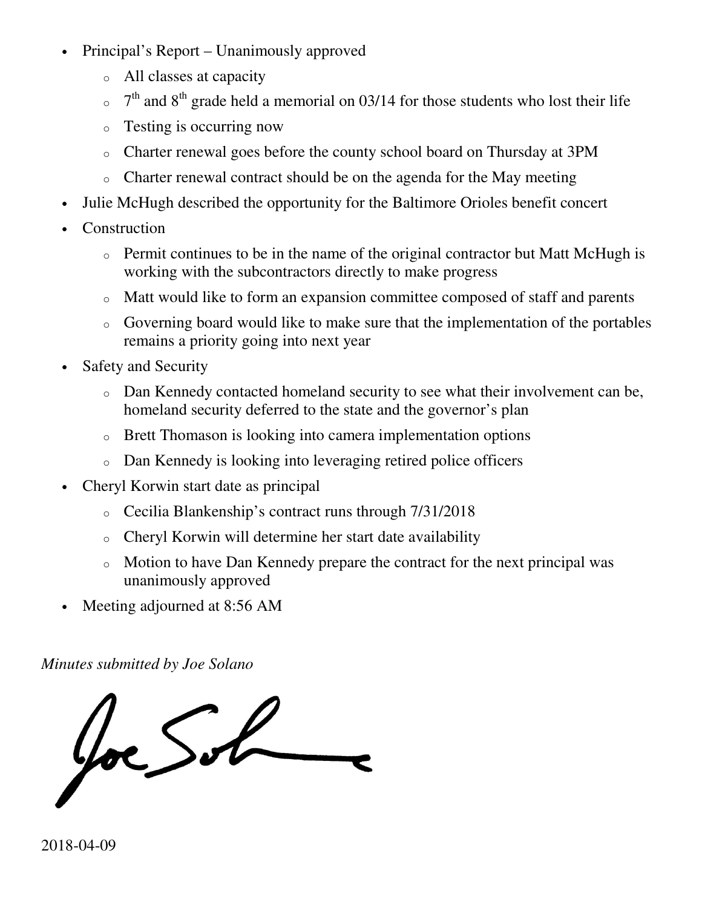- Principal's Report – Unanimously approved
  - All classes at capacity
  - 7th and 8th grade held a memorial on 03/14 for those students who lost their life
  - Testing is occurring now
  - Charter renewal goes before the county school board on Thursday at 3PM
  - Charter renewal contract should be on the agenda for the May meeting
- Julie McHugh described the opportunity for the Baltimore Orioles benefit concert
- Construction
  - Permit continues to be in the name of the original contractor but Matt McHugh is working with the subcontractors directly to make progress
  - Matt would like to form an expansion committee composed of staff and parents
  - Governing board would like to make sure that the implementation of the portables remains a priority going into next year
- Safety and Security
  - Dan Kennedy contacted homeland security to see what their involvement can be, homeland security deferred to the state and the governor's plan
  - Brett Thomason is looking into camera implementation options
  - Dan Kennedy is looking into leveraging retired police officers
- Cheryl Korwin start date as principal
  - Cecilia Blankenship's contract runs through 7/31/2018
  - Cheryl Korwin will determine her start date availability
  - Motion to have Dan Kennedy prepare the contract for the next principal was unanimously approved
- Meeting adjourned at 8:56 AM

*Minutes submitted by Joe Solano*

2018-04-09